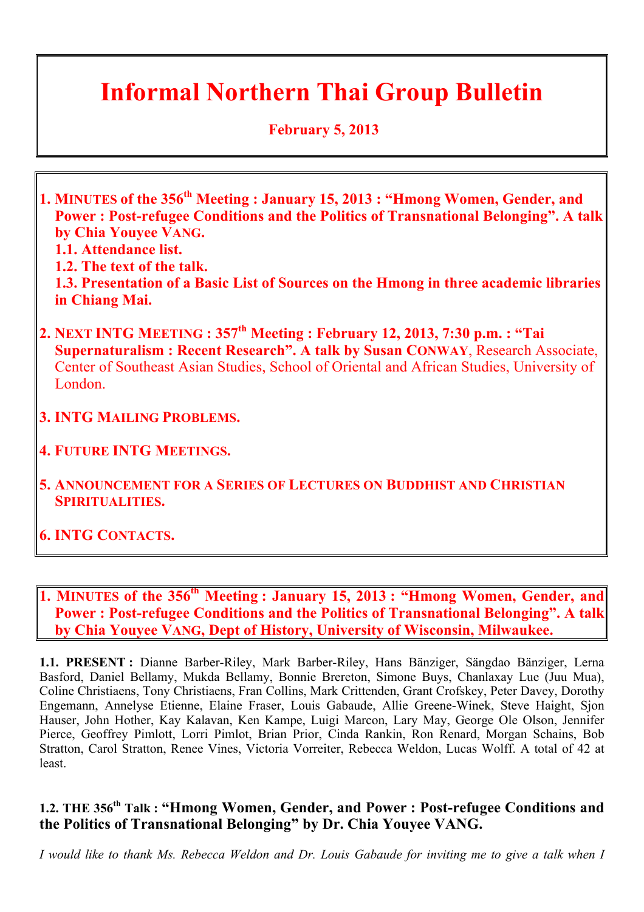# Informal Northern Thai Group Bulletin

**February 5, 2013**

1. **MINUTES of the 356th Meeting : January 15, 2013 : "Hmong Women, Gender, and Power : Post-refugee Conditions and the Politics of Transnational Belonging". A talk by Chia Youyee VANG.**
   1. **Attendance list.**
   2. **The text of the talk.**
   3. **Presentation of a Basic List of Sources on the Hmong in three academic libraries in Chiang Mai.**
2. **NEXT INTG MEETING : 357th Meeting : February 12, 2013, 7:30 p.m. : "Tai Supernaturalism : Recent Research". A talk by Susan CONWAY**, Research Associate, Center of Southeast Asian Studies, School of Oriental and African Studies, University of London.
3. **INTG MAILING PROBLEMS.**
4. **FUTURE INTG MEETINGS.**
5. **ANNOUNCEMENT FOR A SERIES OF LECTURES ON BUDDHIST AND CHRISTIAN SPIRITUALITIES.**
6. **INTG CONTACTS.**

## 1. MINUTES of the 356th Meeting : January 15, 2013 : "Hmong Women, Gender, and Power : Post-refugee Conditions and the Politics of Transnational Belonging". A talk by Chia Youyee VANG, Dept of History, University of Wisconsin, Milwaukee.

**1.1. PRESENT :** Dianne Barber-Riley, Mark Barber-Riley, Hans Bänziger, Sängdao Bänziger, Lerna Basford, Daniel Bellamy, Mukda Bellamy, Bonnie Brereton, Simone Buys, Chanlaxay Lue (Juu Mua), Coline Christiaens, Tony Christiaens, Fran Collins, Mark Crittenden, Grant Crofskey, Peter Davey, Dorothy Engemann, Annelyse Etienne, Elaine Fraser, Louis Gabaude, Allie Greene-Winek, Steve Haight, Sjon Hauser, John Hother, Kay Kalavan, Ken Kampe, Luigi Marcon, Lary May, George Ole Olson, Jennifer Pierce, Geoffrey Pimlott, Lorri Pimlot, Brian Prior, Cinda Rankin, Ron Renard, Morgan Schains, Bob Stratton, Carol Stratton, Renee Vines, Victoria Vorreiter, Rebecca Weldon, Lucas Wolff. A total of 42 at least.

### 1.2. THE 356th Talk : "Hmong Women, Gender, and Power : Post-refugee Conditions and the Politics of Transnational Belonging" by Dr. Chia Youyee VANG.

*I would like to thank Ms. Rebecca Weldon and Dr. Louis Gabaude for inviting me to give a talk when I*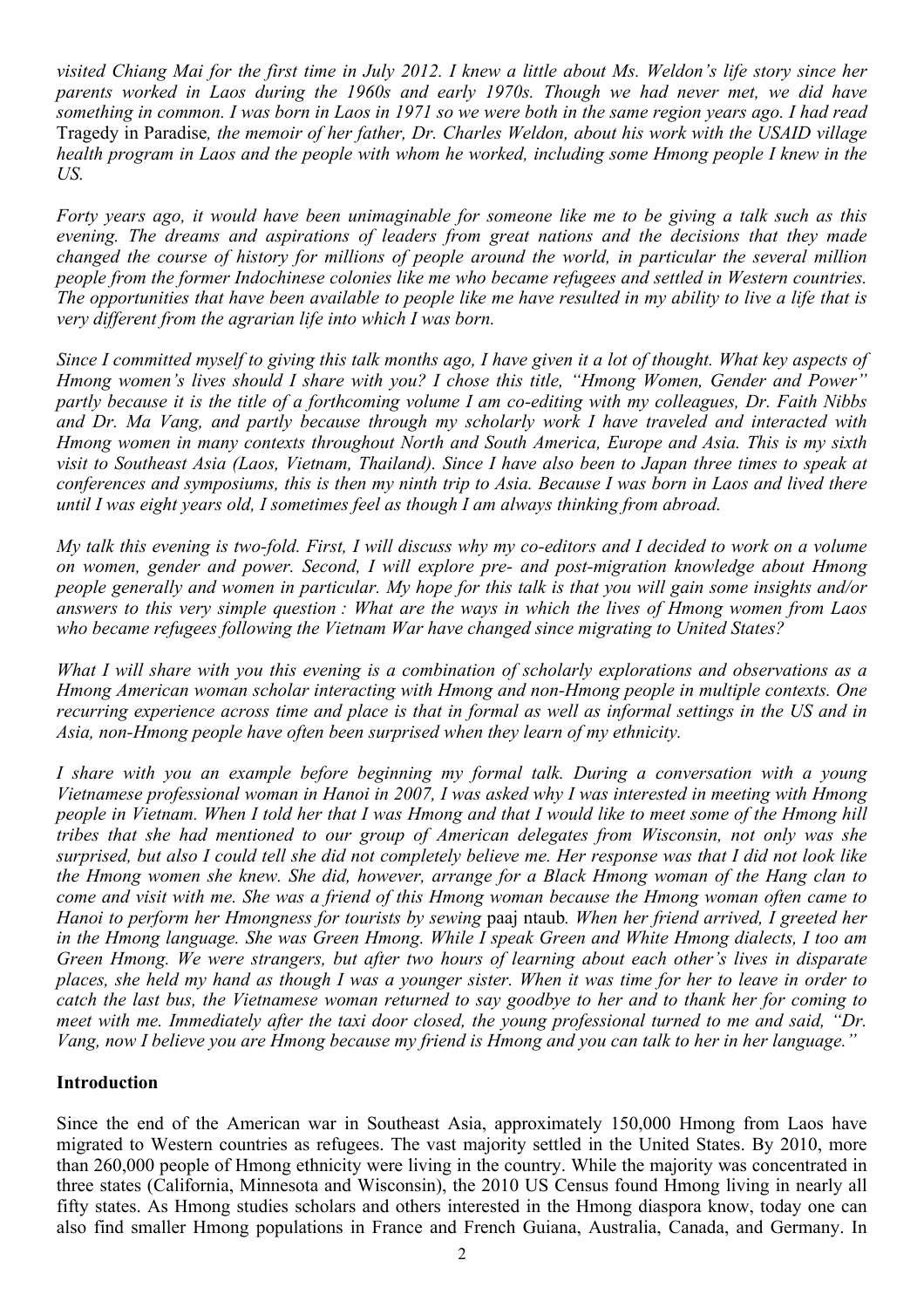*visited Chiang Mai for the first time in July 2012. I knew a little about Ms. Weldon's life story since her parents worked in Laos during the 1960s and early 1970s. Though we had never met, we did have something in common. I was born in Laos in 1971 so we were both in the same region years ago. I had read* Tragedy in Paradise*, the memoir of her father, Dr. Charles Weldon, about his work with the USAID village health program in Laos and the people with whom he worked, including some Hmong people I knew in the US.*

*Forty years ago, it would have been unimaginable for someone like me to be giving a talk such as this evening. The dreams and aspirations of leaders from great nations and the decisions that they made changed the course of history for millions of people around the world, in particular the several million people from the former Indochinese colonies like me who became refugees and settled in Western countries. The opportunities that have been available to people like me have resulted in my ability to live a life that is very different from the agrarian life into which I was born.*

*Since I committed myself to giving this talk months ago, I have given it a lot of thought. What key aspects of Hmong women's lives should I share with you? I chose this title, "Hmong Women, Gender and Power" partly because it is the title of a forthcoming volume I am co-editing with my colleagues, Dr. Faith Nibbs and Dr. Ma Vang, and partly because through my scholarly work I have traveled and interacted with Hmong women in many contexts throughout North and South America, Europe and Asia. This is my sixth visit to Southeast Asia (Laos, Vietnam, Thailand). Since I have also been to Japan three times to speak at conferences and symposiums, this is then my ninth trip to Asia. Because I was born in Laos and lived there until I was eight years old, I sometimes feel as though I am always thinking from abroad.*

*My talk this evening is two-fold. First, I will discuss why my co-editors and I decided to work on a volume on women, gender and power. Second, I will explore pre- and post-migration knowledge about Hmong people generally and women in particular. My hope for this talk is that you will gain some insights and/or answers to this very simple question : What are the ways in which the lives of Hmong women from Laos who became refugees following the Vietnam War have changed since migrating to United States?*

*What I will share with you this evening is a combination of scholarly explorations and observations as a Hmong American woman scholar interacting with Hmong and non-Hmong people in multiple contexts. One recurring experience across time and place is that in formal as well as informal settings in the US and in Asia, non-Hmong people have often been surprised when they learn of my ethnicity.*

*I share with you an example before beginning my formal talk. During a conversation with a young Vietnamese professional woman in Hanoi in 2007, I was asked why I was interested in meeting with Hmong people in Vietnam. When I told her that I was Hmong and that I would like to meet some of the Hmong hill tribes that she had mentioned to our group of American delegates from Wisconsin, not only was she surprised, but also I could tell she did not completely believe me. Her response was that I did not look like the Hmong women she knew. She did, however, arrange for a Black Hmong woman of the Hang clan to come and visit with me. She was a friend of this Hmong woman because the Hmong woman often came to Hanoi to perform her Hmongness for tourists by sewing* paaj ntaub*. When her friend arrived, I greeted her in the Hmong language. She was Green Hmong. While I speak Green and White Hmong dialects, I too am Green Hmong. We were strangers, but after two hours of learning about each other's lives in disparate places, she held my hand as though I was a younger sister. When it was time for her to leave in order to catch the last bus, the Vietnamese woman returned to say goodbye to her and to thank her for coming to meet with me. Immediately after the taxi door closed, the young professional turned to me and said, "Dr. Vang, now I believe you are Hmong because my friend is Hmong and you can talk to her in her language."*

## Introduction

Since the end of the American war in Southeast Asia, approximately 150,000 Hmong from Laos have migrated to Western countries as refugees. The vast majority settled in the United States. By 2010, more than 260,000 people of Hmong ethnicity were living in the country. While the majority was concentrated in three states (California, Minnesota and Wisconsin), the 2010 US Census found Hmong living in nearly all fifty states. As Hmong studies scholars and others interested in the Hmong diaspora know, today one can also find smaller Hmong populations in France and French Guiana, Australia, Canada, and Germany. In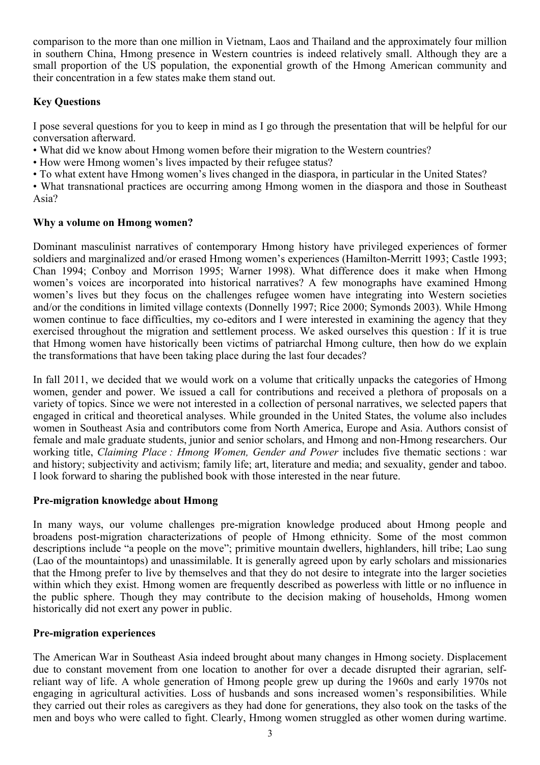comparison to the more than one million in Vietnam, Laos and Thailand and the approximately four million in southern China, Hmong presence in Western countries is indeed relatively small. Although they are a small proportion of the US population, the exponential growth of the Hmong American community and their concentration in a few states make them stand out.

**Key Questions**

I pose several questions for you to keep in mind as I go through the presentation that will be helpful for our conversation afterward.

- What did we know about Hmong women before their migration to the Western countries?
- How were Hmong women's lives impacted by their refugee status?
- To what extent have Hmong women's lives changed in the diaspora, in particular in the United States?
- What transnational practices are occurring among Hmong women in the diaspora and those in Southeast Asia?

**Why a volume on Hmong women?**

Dominant masculinist narratives of contemporary Hmong history have privileged experiences of former soldiers and marginalized and/or erased Hmong women's experiences (Hamilton-Merritt 1993; Castle 1993; Chan 1994; Conboy and Morrison 1995; Warner 1998). What difference does it make when Hmong women's voices are incorporated into historical narratives? A few monographs have examined Hmong women's lives but they focus on the challenges refugee women have integrating into Western societies and/or the conditions in limited village contexts (Donnelly 1997; Rice 2000; Symonds 2003). While Hmong women continue to face difficulties, my co-editors and I were interested in examining the agency that they exercised throughout the migration and settlement process. We asked ourselves this question : If it is true that Hmong women have historically been victims of patriarchal Hmong culture, then how do we explain the transformations that have been taking place during the last four decades?

In fall 2011, we decided that we would work on a volume that critically unpacks the categories of Hmong women, gender and power. We issued a call for contributions and received a plethora of proposals on a variety of topics. Since we were not interested in a collection of personal narratives, we selected papers that engaged in critical and theoretical analyses. While grounded in the United States, the volume also includes women in Southeast Asia and contributors come from North America, Europe and Asia. Authors consist of female and male graduate students, junior and senior scholars, and Hmong and non-Hmong researchers. Our working title, *Claiming Place : Hmong Women, Gender and Power* includes five thematic sections : war and history; subjectivity and activism; family life; art, literature and media; and sexuality, gender and taboo. I look forward to sharing the published book with those interested in the near future.

**Pre-migration knowledge about Hmong**

In many ways, our volume challenges pre-migration knowledge produced about Hmong people and broadens post-migration characterizations of people of Hmong ethnicity. Some of the most common descriptions include "a people on the move"; primitive mountain dwellers, highlanders, hill tribe; Lao sung (Lao of the mountaintops) and unassimilable. It is generally agreed upon by early scholars and missionaries that the Hmong prefer to live by themselves and that they do not desire to integrate into the larger societies within which they exist. Hmong women are frequently described as powerless with little or no influence in the public sphere. Though they may contribute to the decision making of households, Hmong women historically did not exert any power in public.

**Pre-migration experiences**

The American War in Southeast Asia indeed brought about many changes in Hmong society. Displacement due to constant movement from one location to another for over a decade disrupted their agrarian, self-reliant way of life. A whole generation of Hmong people grew up during the 1960s and early 1970s not engaging in agricultural activities. Loss of husbands and sons increased women's responsibilities. While they carried out their roles as caregivers as they had done for generations, they also took on the tasks of the men and boys who were called to fight. Clearly, Hmong women struggled as other women during wartime.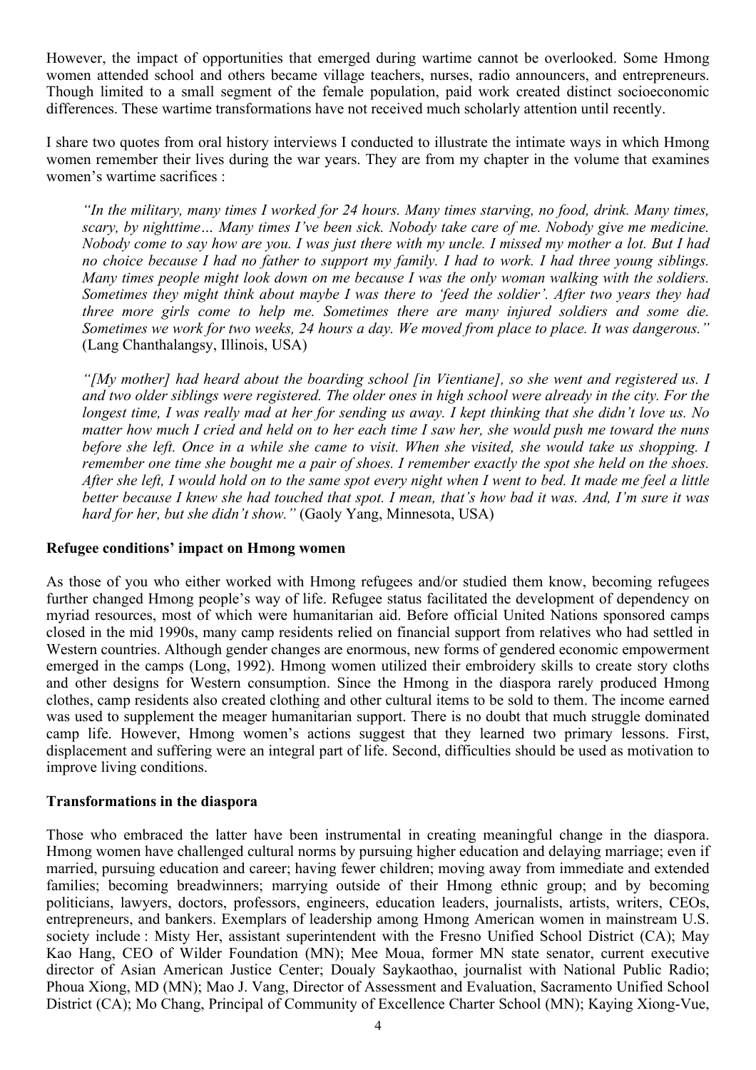However, the impact of opportunities that emerged during wartime cannot be overlooked. Some Hmong women attended school and others became village teachers, nurses, radio announcers, and entrepreneurs. Though limited to a small segment of the female population, paid work created distinct socioeconomic differences. These wartime transformations have not received much scholarly attention until recently.

I share two quotes from oral history interviews I conducted to illustrate the intimate ways in which Hmong women remember their lives during the war years. They are from my chapter in the volume that examines women's wartime sacrifices :

> *"In the military, many times I worked for 24 hours. Many times starving, no food, drink. Many times, scary, by nighttime… Many times I've been sick. Nobody take care of me. Nobody give me medicine. Nobody come to say how are you. I was just there with my uncle. I missed my mother a lot. But I had no choice because I had no father to support my family. I had to work. I had three young siblings. Many times people might look down on me because I was the only woman walking with the soldiers. Sometimes they might think about maybe I was there to 'feed the soldier'. After two years they had three more girls come to help me. Sometimes there are many injured soldiers and some die. Sometimes we work for two weeks, 24 hours a day. We moved from place to place. It was dangerous."* (Lang Chanthalangsy, Illinois, USA)

> *"[My mother] had heard about the boarding school [in Vientiane], so she went and registered us. I and two older siblings were registered. The older ones in high school were already in the city. For the longest time, I was really mad at her for sending us away. I kept thinking that she didn't love us. No matter how much I cried and held on to her each time I saw her, she would push me toward the nuns before she left. Once in a while she came to visit. When she visited, she would take us shopping. I remember one time she bought me a pair of shoes. I remember exactly the spot she held on the shoes. After she left, I would hold on to the same spot every night when I went to bed. It made me feel a little better because I knew she had touched that spot. I mean, that's how bad it was. And, I'm sure it was hard for her, but she didn't show."* (Gaoly Yang, Minnesota, USA)

**Refugee conditions' impact on Hmong women**

As those of you who either worked with Hmong refugees and/or studied them know, becoming refugees further changed Hmong people's way of life. Refugee status facilitated the development of dependency on myriad resources, most of which were humanitarian aid. Before official United Nations sponsored camps closed in the mid 1990s, many camp residents relied on financial support from relatives who had settled in Western countries. Although gender changes are enormous, new forms of gendered economic empowerment emerged in the camps (Long, 1992). Hmong women utilized their embroidery skills to create story cloths and other designs for Western consumption. Since the Hmong in the diaspora rarely produced Hmong clothes, camp residents also created clothing and other cultural items to be sold to them. The income earned was used to supplement the meager humanitarian support. There is no doubt that much struggle dominated camp life. However, Hmong women's actions suggest that they learned two primary lessons. First, displacement and suffering were an integral part of life. Second, difficulties should be used as motivation to improve living conditions.

**Transformations in the diaspora**

Those who embraced the latter have been instrumental in creating meaningful change in the diaspora. Hmong women have challenged cultural norms by pursuing higher education and delaying marriage; even if married, pursuing education and career; having fewer children; moving away from immediate and extended families; becoming breadwinners; marrying outside of their Hmong ethnic group; and by becoming politicians, lawyers, doctors, professors, engineers, education leaders, journalists, artists, writers, CEOs, entrepreneurs, and bankers. Exemplars of leadership among Hmong American women in mainstream U.S. society include : Misty Her, assistant superintendent with the Fresno Unified School District (CA); May Kao Hang, CEO of Wilder Foundation (MN); Mee Moua, former MN state senator, current executive director of Asian American Justice Center; Doualy Saykaothao, journalist with National Public Radio; Phoua Xiong, MD (MN); Mao J. Vang, Director of Assessment and Evaluation, Sacramento Unified School District (CA); Mo Chang, Principal of Community of Excellence Charter School (MN); Kaying Xiong-Vue,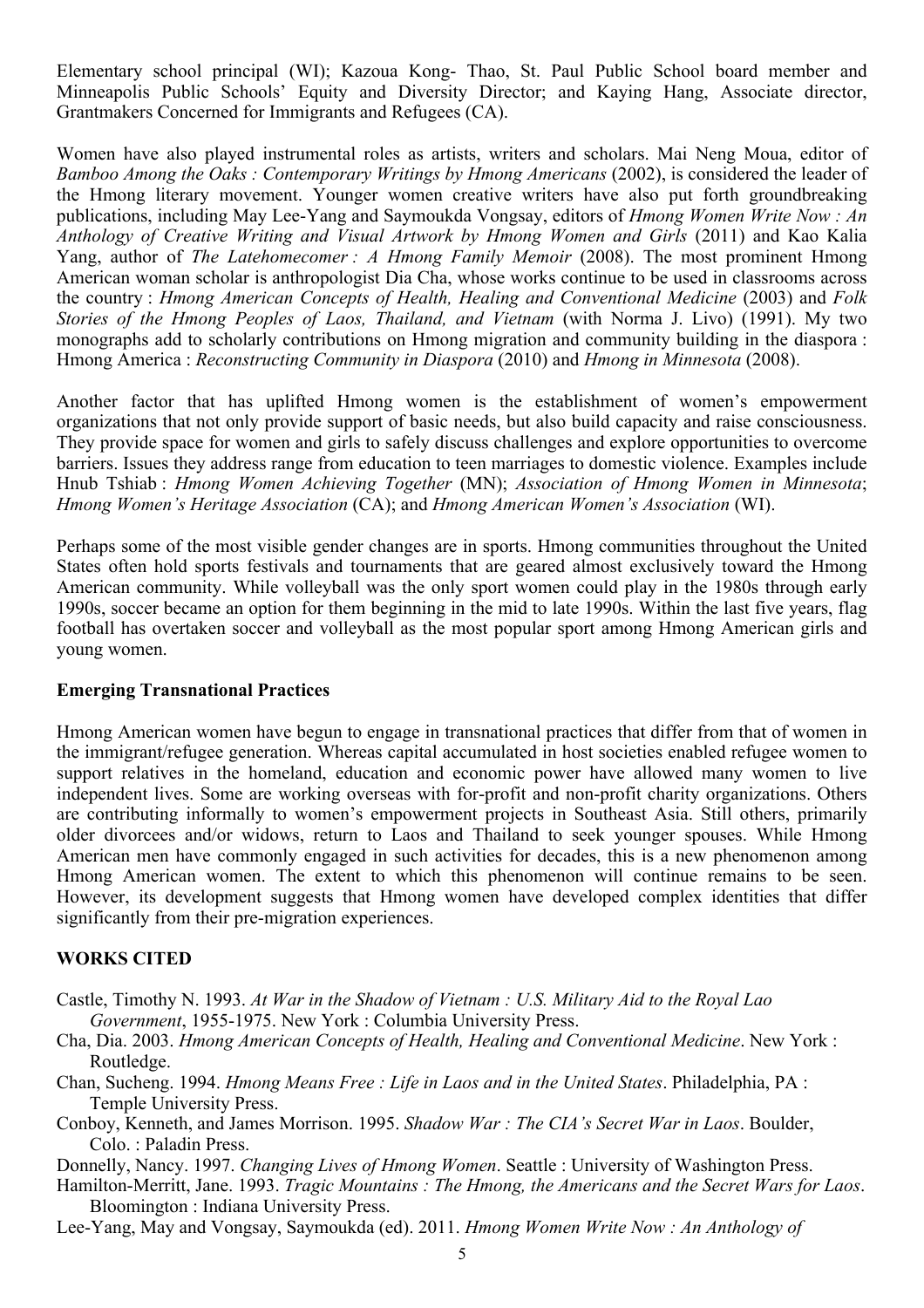Elementary school principal (WI); Kazoua Kong- Thao, St. Paul Public School board member and Minneapolis Public Schools' Equity and Diversity Director; and Kaying Hang, Associate director, Grantmakers Concerned for Immigrants and Refugees (CA).

Women have also played instrumental roles as artists, writers and scholars. Mai Neng Moua, editor of *Bamboo Among the Oaks : Contemporary Writings by Hmong Americans* (2002), is considered the leader of the Hmong literary movement. Younger women creative writers have also put forth groundbreaking publications, including May Lee-Yang and Saymoukda Vongsay, editors of *Hmong Women Write Now : An Anthology of Creative Writing and Visual Artwork by Hmong Women and Girls* (2011) and Kao Kalia Yang, author of *The Latehomecomer : A Hmong Family Memoir* (2008). The most prominent Hmong American woman scholar is anthropologist Dia Cha, whose works continue to be used in classrooms across the country : *Hmong American Concepts of Health, Healing and Conventional Medicine* (2003) and *Folk Stories of the Hmong Peoples of Laos, Thailand, and Vietnam* (with Norma J. Livo) (1991). My two monographs add to scholarly contributions on Hmong migration and community building in the diaspora : Hmong America : *Reconstructing Community in Diaspora* (2010) and *Hmong in Minnesota* (2008).

Another factor that has uplifted Hmong women is the establishment of women's empowerment organizations that not only provide support of basic needs, but also build capacity and raise consciousness. They provide space for women and girls to safely discuss challenges and explore opportunities to overcome barriers. Issues they address range from education to teen marriages to domestic violence. Examples include Hnub Tshiab : *Hmong Women Achieving Together* (MN); *Association of Hmong Women in Minnesota*; *Hmong Women's Heritage Association* (CA); and *Hmong American Women's Association* (WI).

Perhaps some of the most visible gender changes are in sports. Hmong communities throughout the United States often hold sports festivals and tournaments that are geared almost exclusively toward the Hmong American community. While volleyball was the only sport women could play in the 1980s through early 1990s, soccer became an option for them beginning in the mid to late 1990s. Within the last five years, flag football has overtaken soccer and volleyball as the most popular sport among Hmong American girls and young women.

**Emerging Transnational Practices**

Hmong American women have begun to engage in transnational practices that differ from that of women in the immigrant/refugee generation. Whereas capital accumulated in host societies enabled refugee women to support relatives in the homeland, education and economic power have allowed many women to live independent lives. Some are working overseas with for-profit and non-profit charity organizations. Others are contributing informally to women's empowerment projects in Southeast Asia. Still others, primarily older divorcees and/or widows, return to Laos and Thailand to seek younger spouses. While Hmong American men have commonly engaged in such activities for decades, this is a new phenomenon among Hmong American women. The extent to which this phenomenon will continue remains to be seen. However, its development suggests that Hmong women have developed complex identities that differ significantly from their pre-migration experiences.

**WORKS CITED**

Castle, Timothy N. 1993. *At War in the Shadow of Vietnam : U.S. Military Aid to the Royal Lao Government*, 1955-1975. New York : Columbia University Press.

Cha, Dia. 2003. *Hmong American Concepts of Health, Healing and Conventional Medicine*. New York : Routledge.

Chan, Sucheng. 1994. *Hmong Means Free : Life in Laos and in the United States*. Philadelphia, PA : Temple University Press.

Conboy, Kenneth, and James Morrison. 1995. *Shadow War : The CIA's Secret War in Laos*. Boulder, Colo. : Paladin Press.

Donnelly, Nancy. 1997. *Changing Lives of Hmong Women*. Seattle : University of Washington Press.

Hamilton-Merritt, Jane. 1993. *Tragic Mountains : The Hmong, the Americans and the Secret Wars for Laos*. Bloomington : Indiana University Press.

Lee-Yang, May and Vongsay, Saymoukda (ed). 2011. *Hmong Women Write Now : An Anthology of*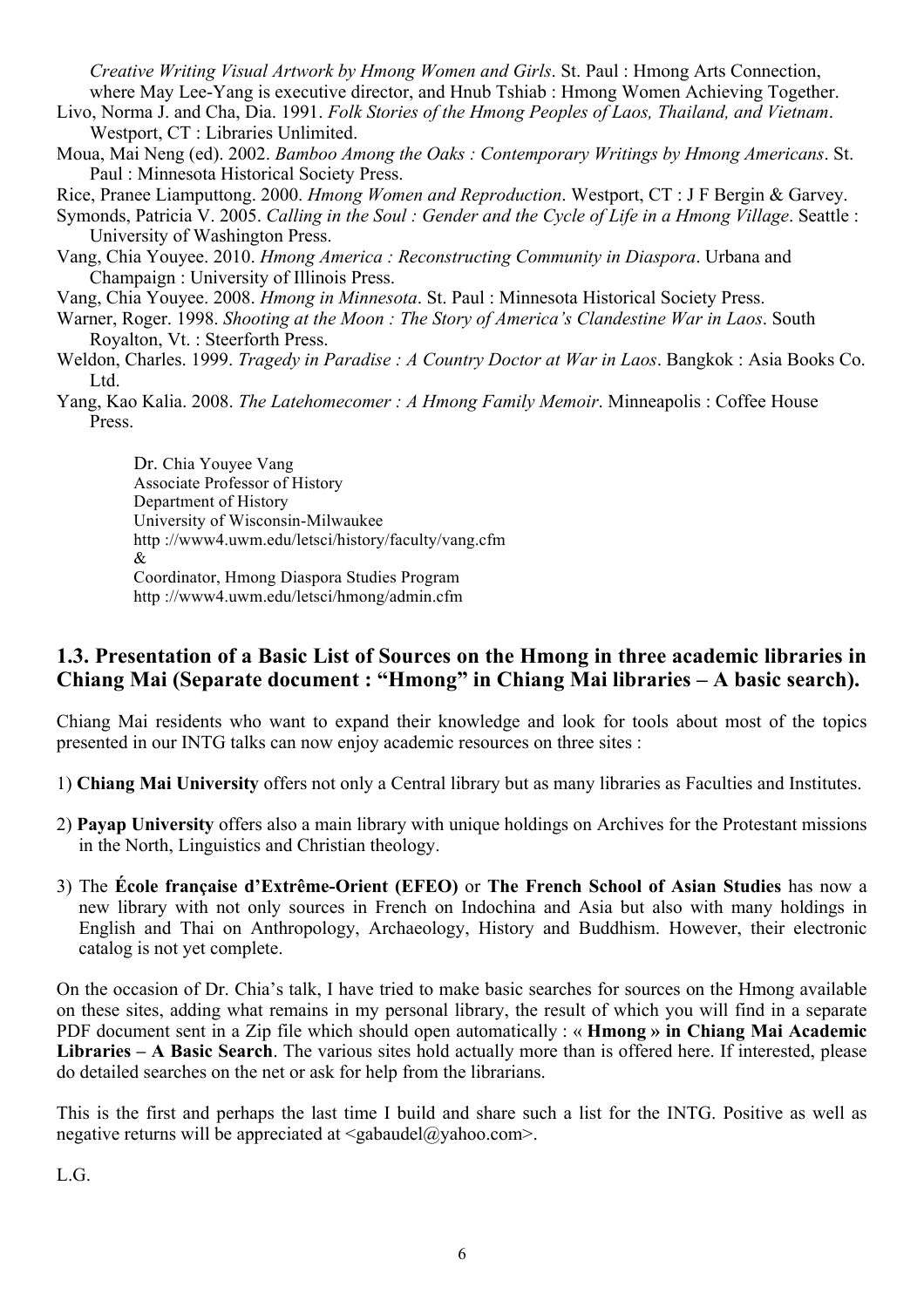*Creative Writing Visual Artwork by Hmong Women and Girls*. St. Paul : Hmong Arts Connection, where May Lee-Yang is executive director, and Hnub Tshiab : Hmong Women Achieving Together.

Livo, Norma J. and Cha, Dia. 1991. *Folk Stories of the Hmong Peoples of Laos, Thailand, and Vietnam*. Westport, CT : Libraries Unlimited.

Moua, Mai Neng (ed). 2002. *Bamboo Among the Oaks : Contemporary Writings by Hmong Americans*. St. Paul : Minnesota Historical Society Press.

Rice, Pranee Liamputtong. 2000. *Hmong Women and Reproduction*. Westport, CT : J F Bergin & Garvey.

Symonds, Patricia V. 2005. *Calling in the Soul : Gender and the Cycle of Life in a Hmong Village*. Seattle : University of Washington Press.

Vang, Chia Youyee. 2010. *Hmong America : Reconstructing Community in Diaspora*. Urbana and Champaign : University of Illinois Press.

Vang, Chia Youyee. 2008. *Hmong in Minnesota*. St. Paul : Minnesota Historical Society Press.

Warner, Roger. 1998. *Shooting at the Moon : The Story of America's Clandestine War in Laos*. South Royalton, Vt. : Steerforth Press.

Weldon, Charles. 1999. *Tragedy in Paradise : A Country Doctor at War in Laos*. Bangkok : Asia Books Co. Ltd.

Yang, Kao Kalia. 2008. *The Latehomecomer : A Hmong Family Memoir*. Minneapolis : Coffee House Press.

Dr. Chia Youyee Vang
Associate Professor of History
Department of History
University of Wisconsin-Milwaukee
http ://www4.uwm.edu/letsci/history/faculty/vang.cfm
&
Coordinator, Hmong Diaspora Studies Program
http ://www4.uwm.edu/letsci/hmong/admin.cfm

## 1.3. Presentation of a Basic List of Sources on the Hmong in three academic libraries in Chiang Mai (Separate document : "Hmong" in Chiang Mai libraries – A basic search).

Chiang Mai residents who want to expand their knowledge and look for tools about most of the topics presented in our INTG talks can now enjoy academic resources on three sites :

1) **Chiang Mai University** offers not only a Central library but as many libraries as Faculties and Institutes.

2) **Payap University** offers also a main library with unique holdings on Archives for the Protestant missions in the North, Linguistics and Christian theology.

3) The **École française d'Extrême-Orient (EFEO)** or **The French School of Asian Studies** has now a new library with not only sources in French on Indochina and Asia but also with many holdings in English and Thai on Anthropology, Archaeology, History and Buddhism. However, their electronic catalog is not yet complete.

On the occasion of Dr. Chia's talk, I have tried to make basic searches for sources on the Hmong available on these sites, adding what remains in my personal library, the result of which you will find in a separate PDF document sent in a Zip file which should open automatically : « **Hmong » in Chiang Mai Academic Libraries – A Basic Search**. The various sites hold actually more than is offered here. If interested, please do detailed searches on the net or ask for help from the librarians.

This is the first and perhaps the last time I build and share such a list for the INTG. Positive as well as negative returns will be appreciated at <gabaudel@yahoo.com>.

L.G.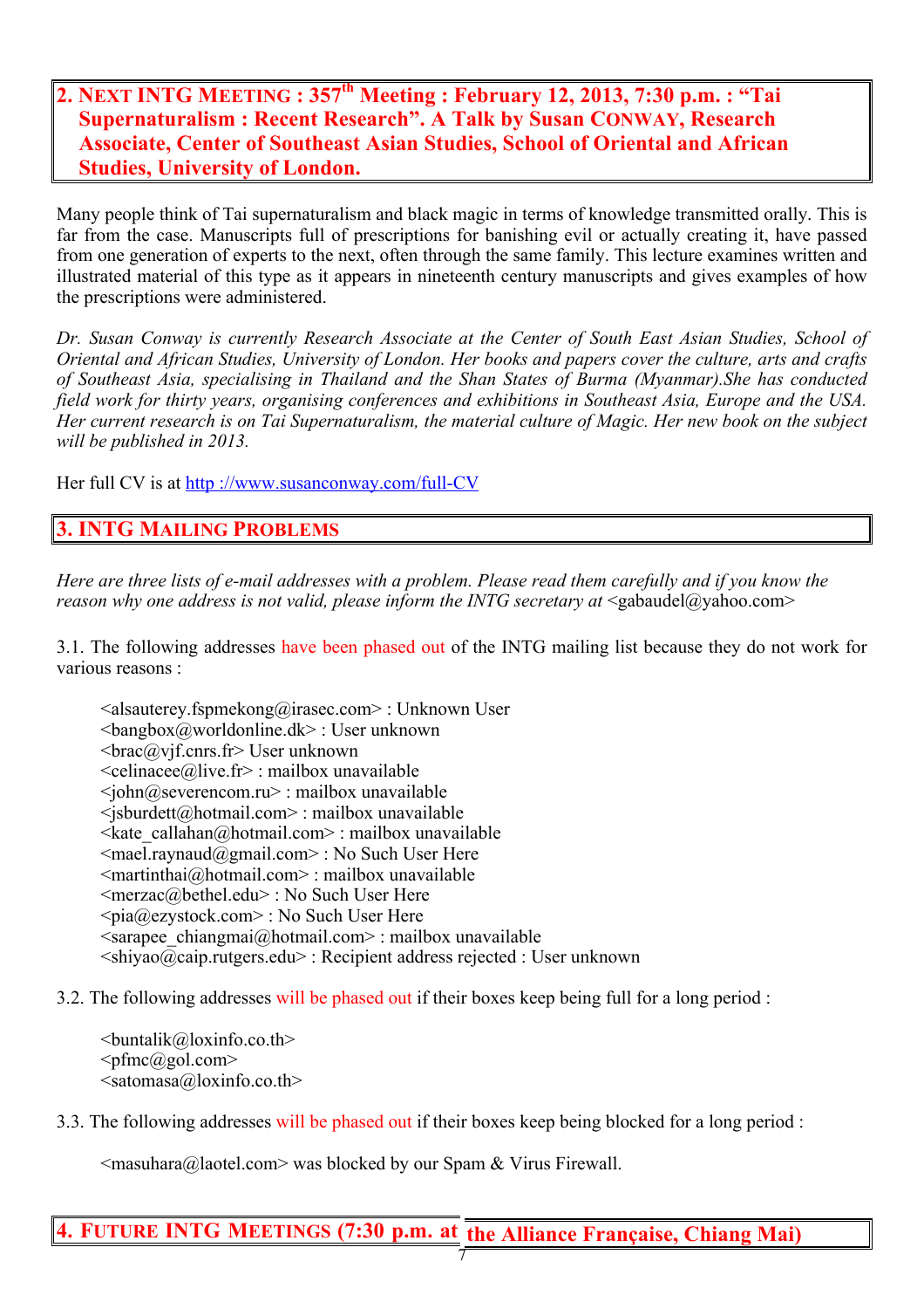## 2. NEXT INTG MEETING : 357th Meeting : February 12, 2013, 7:30 p.m. : "Tai Supernaturalism : Recent Research". A Talk by Susan CONWAY, Research Associate, Center of Southeast Asian Studies, School of Oriental and African Studies, University of London.

Many people think of Tai supernaturalism and black magic in terms of knowledge transmitted orally. This is far from the case. Manuscripts full of prescriptions for banishing evil or actually creating it, have passed from one generation of experts to the next, often through the same family. This lecture examines written and illustrated material of this type as it appears in nineteenth century manuscripts and gives examples of how the prescriptions were administered.

*Dr. Susan Conway is currently Research Associate at the Center of South East Asian Studies, School of Oriental and African Studies, University of London. Her books and papers cover the culture, arts and crafts of Southeast Asia, specialising in Thailand and the Shan States of Burma (Myanmar).She has conducted field work for thirty years, organising conferences and exhibitions in Southeast Asia, Europe and the USA. Her current research is on Tai Supernaturalism, the material culture of Magic. Her new book on the subject will be published in 2013.*

Her full CV is at http ://www.susanconway.com/full-CV

## 3. INTG MAILING PROBLEMS

*Here are three lists of e-mail addresses with a problem. Please read them carefully and if you know the reason why one address is not valid, please inform the INTG secretary at* <gabaudel@yahoo.com>

3.1. The following addresses have been phased out of the INTG mailing list because they do not work for various reasons :

<alsauterey.fspmekong@irasec.com> : Unknown User
<bangbox@worldonline.dk> : User unknown
<brac@vjf.cnrs.fr> User unknown
<celinacee@live.fr> : mailbox unavailable
<john@severencom.ru> : mailbox unavailable
<jsburdett@hotmail.com> : mailbox unavailable
<kate_callahan@hotmail.com> : mailbox unavailable
<mael.raynaud@gmail.com> : No Such User Here
<martinthai@hotmail.com> : mailbox unavailable
<merzac@bethel.edu> : No Such User Here
<pia@ezystock.com> : No Such User Here
<sarapee_chiangmai@hotmail.com> : mailbox unavailable
<shiyao@caip.rutgers.edu> : Recipient address rejected : User unknown

3.2. The following addresses will be phased out if their boxes keep being full for a long period :

<buntalik@loxinfo.co.th>
<pfmc@gol.com>
<satomasa@loxinfo.co.th>

3.3. The following addresses will be phased out if their boxes keep being blocked for a long period :

<masuhara@laotel.com> was blocked by our Spam & Virus Firewall.

## 4. FUTURE INTG MEETINGS (7:30 p.m. at the Alliance Française, Chiang Mai)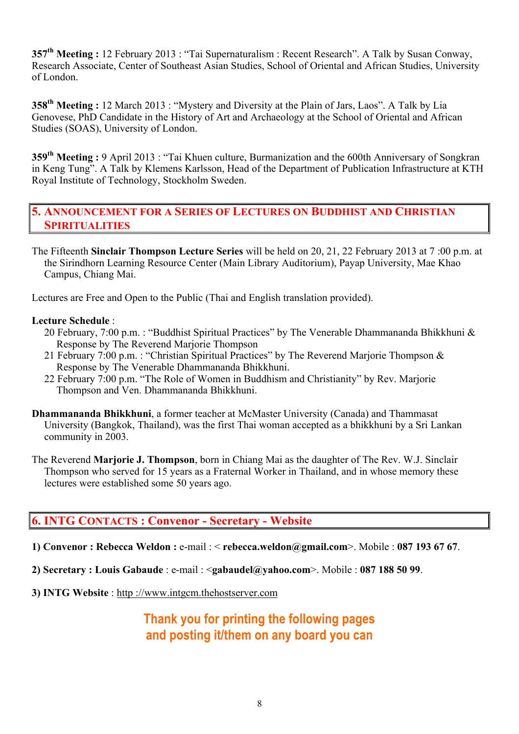**357th Meeting :** 12 February 2013 : “Tai Supernaturalism : Recent Research”. A Talk by Susan Conway, Research Associate, Center of Southeast Asian Studies, School of Oriental and African Studies, University of London.

**358th Meeting :** 12 March 2013 : “Mystery and Diversity at the Plain of Jars, Laos”. A Talk by Lia Genovese, PhD Candidate in the History of Art and Archaeology at the School of Oriental and African Studies (SOAS), University of London.

**359th Meeting :** 9 April 2013 : “Tai Khuen culture, Burmanization and the 600th Anniversary of Songkran in Keng Tung”. A Talk by Klemens Karlsson, Head of the Department of Publication Infrastructure at KTH Royal Institute of Technology, Stockholm Sweden.

## 5. Announcement for a Series of Lectures on Buddhist and Christian Spiritualities

The Fifteenth **Sinclair Thompson Lecture Series** will be held on 20, 21, 22 February 2013 at 7 :00 p.m. at the Sirindhorn Learning Resource Center (Main Library Auditorium), Payap University, Mae Khao Campus, Chiang Mai.

Lectures are Free and Open to the Public (Thai and English translation provided).

**Lecture Schedule** :

- 20 February, 7:00 p.m. : “Buddhist Spiritual Practices” by The Venerable Dhammananda Bhikkhuni & Response by The Reverend Marjorie Thompson
- 21 February 7:00 p.m. : “Christian Spiritual Practices” by The Reverend Marjorie Thompson & Response by The Venerable Dhammananda Bhikkhuni.
- 22 February 7:00 p.m. “The Role of Women in Buddhism and Christianity” by Rev. Marjorie Thompson and Ven. Dhammananda Bhikkhuni.

**Dhammananda Bhikkhuni**, a former teacher at McMaster University (Canada) and Thammasat University (Bangkok, Thailand), was the first Thai woman accepted as a bhikkhuni by a Sri Lankan community in 2003.

The Reverend **Marjorie J. Thompson**, born in Chiang Mai as the daughter of The Rev. W.J. Sinclair Thompson who served for 15 years as a Fraternal Worker in Thailand, and in whose memory these lectures were established some 50 years ago.

## 6. INTG Contacts : Convenor - Secretary - Website

**1) Convenor : Rebecca Weldon :** e-mail : < **rebecca.weldon@gmail.com**>. Mobile : **087 193 67 67**.

**2) Secretary : Louis Gabaude** : e-mail : <**gabaudel@yahoo.com**>. Mobile : **087 188 50 99**.

**3) INTG Website** : http ://www.intgcm.thehostserver.com

**Thank you for printing the following pages and posting it/them on any board you can**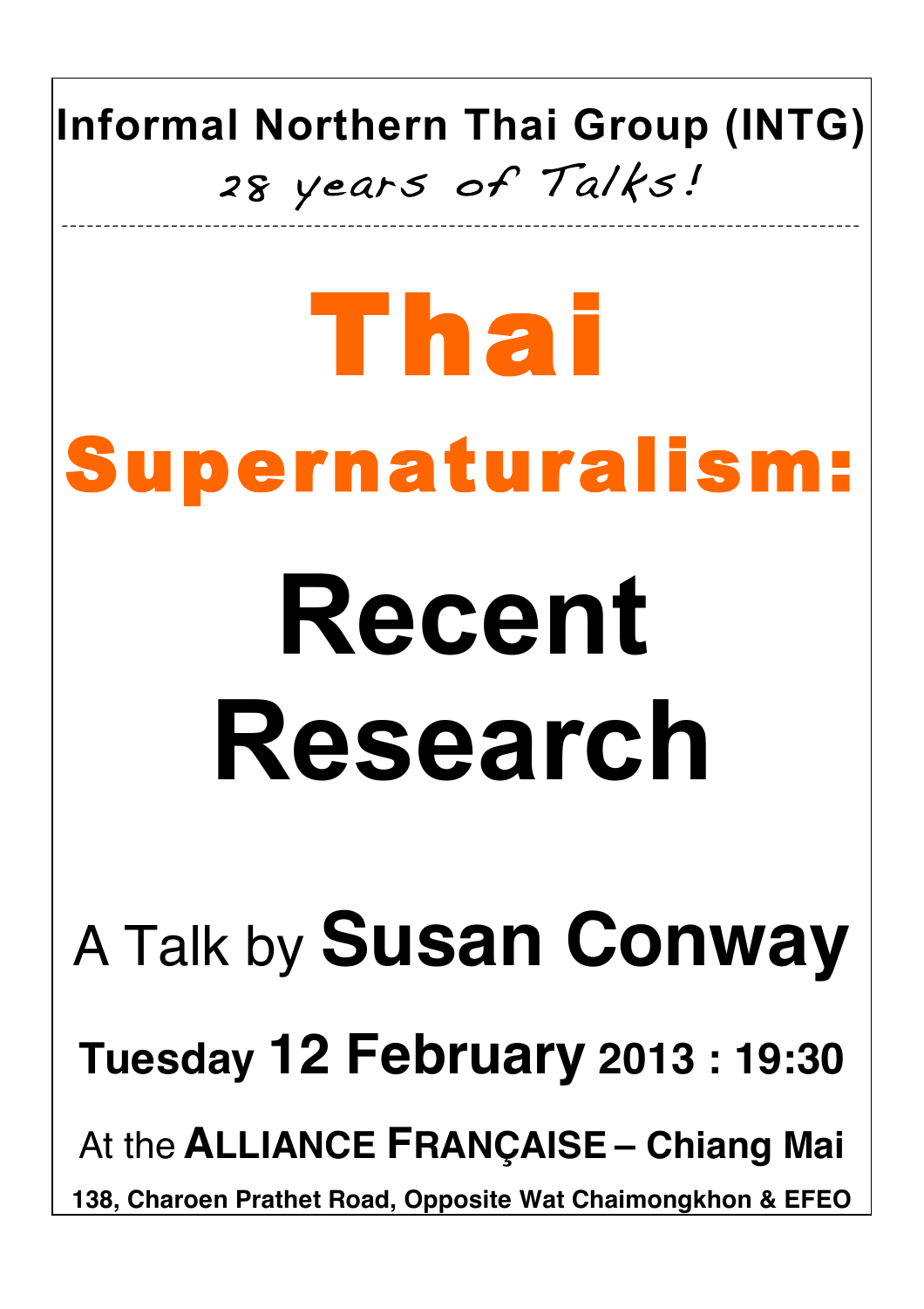**Informal Northern Thai Group (INTG)**

*28 years of Talks!*

---

# Thai Supernaturalism:

# Recent Research

A Talk by **Susan Conway**

**Tuesday 12 February 2013 : 19:30**

At the **ALLIANCE FRANÇAISE – Chiang Mai**

**138, Charoen Prathet Road, Opposite Wat Chaimongkhon & EFEO**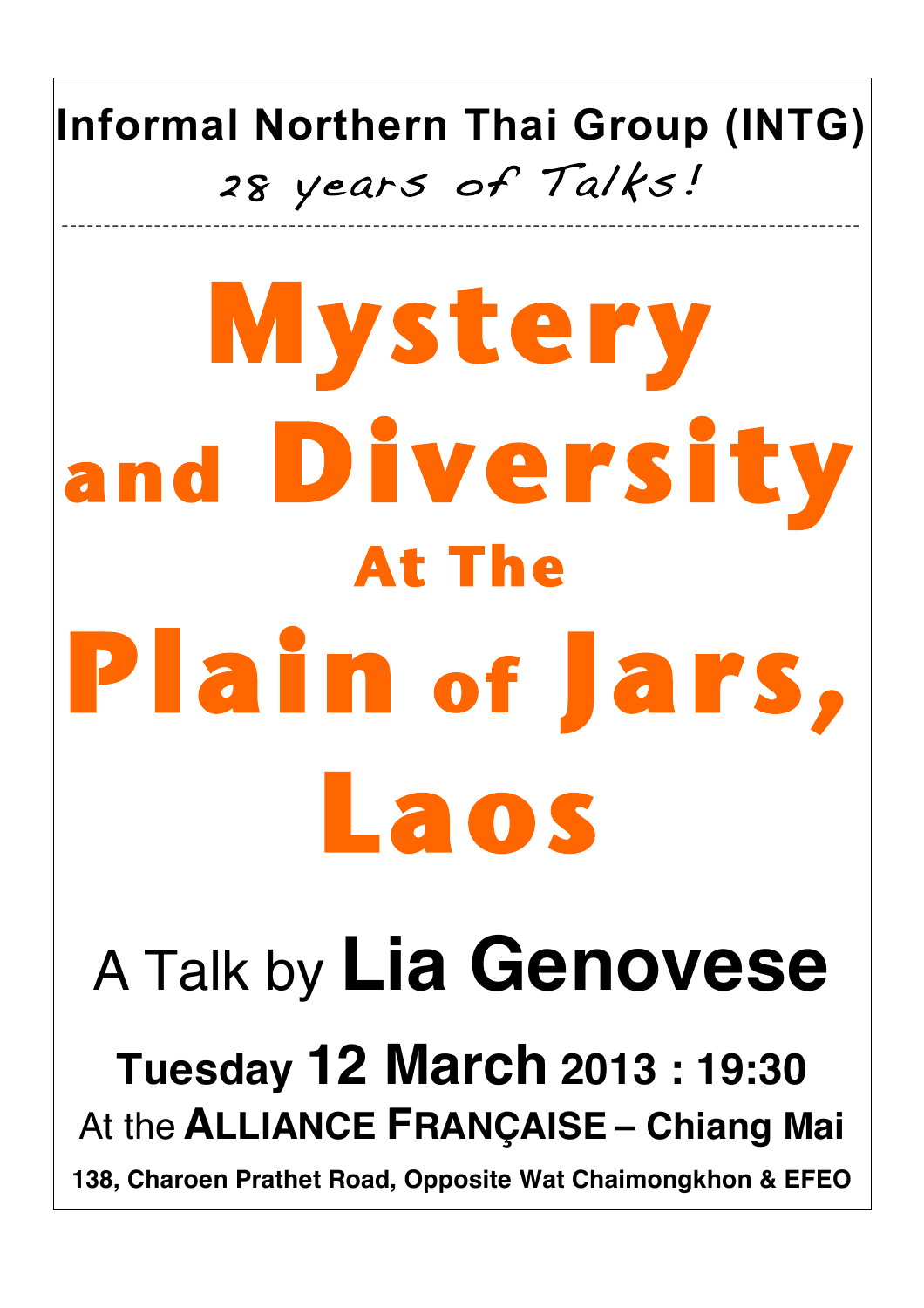**Informal Northern Thai Group (INTG)**

*28 years of Talks!*

---

# Mystery and Diversity At The Plain of Jars, Laos

## A Talk by **Lia Genovese**

**Tuesday 12 March 2013 : 19:30**

At the **ALLIANCE FRANÇAISE – Chiang Mai**

**138, Charoen Prathet Road, Opposite Wat Chaimongkhon & EFEO**